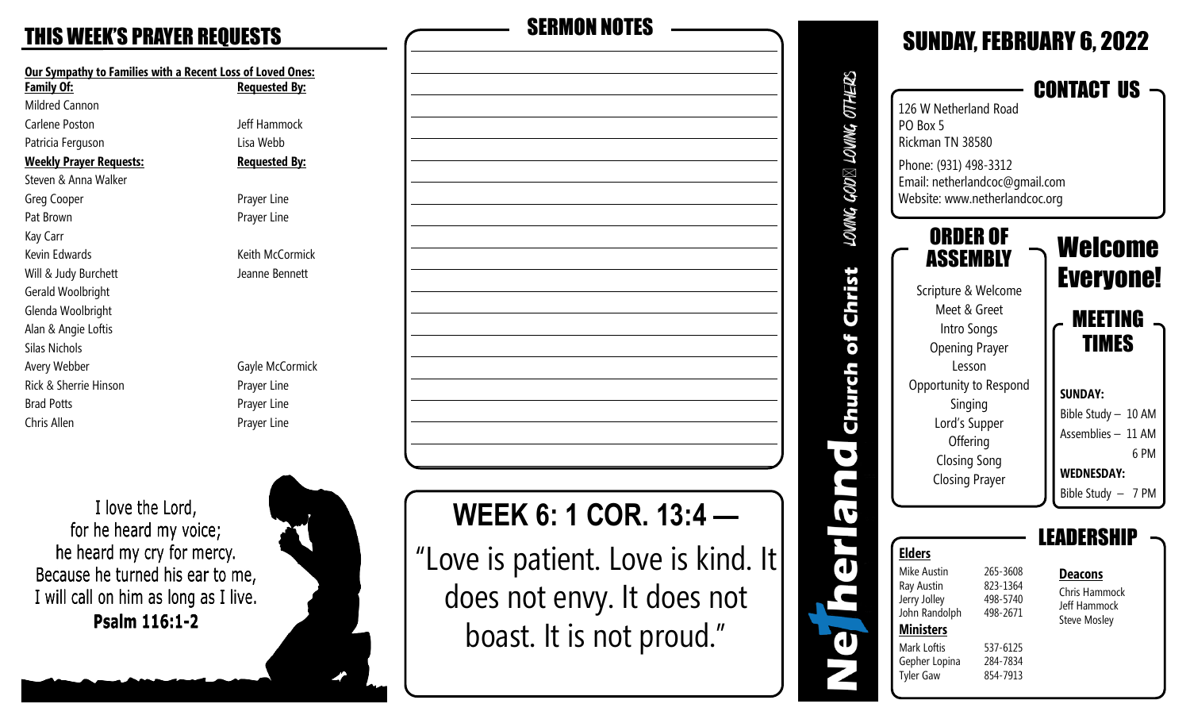## THIS WEEK'S PRAYER REQUESTS

**Our Sympathy to Families with a Recent Loss of Loved Ones:**

| Family Of: | Requested By: |
|---|---|
| Mildred Cannon | |
| Carlene Poston | Jeff Hammock |
| Patricia Ferguson | Lisa Webb |

| Weekly Prayer Requests: | Requested By: |
|---|---|
| Steven & Anna Walker | |
| Greg Cooper | Prayer Line |
| Pat Brown | Prayer Line |
| Kay Carr | |
| Kevin Edwards | Keith McCormick |
| Will & Judy Burchett | Jeanne Bennett |
| Gerald Woolbright | |
| Glenda Woolbright | |
| Alan & Angie Loftis | |
| Silas Nichols | |
| Avery Webber | Gayle McCormick |
| Rick & Sherrie Hinson | Prayer Line |
| Brad Potts | Prayer Line |
| Chris Allen | Prayer Line |

I love the Lord,
for he heard my voice;
he heard my cry for mercy.
Because he turned his ear to me,
I will call on him as long as I live.
**Psalm 116:1-2**

## SERMON NOTES

# WEEK 6: 1 COR. 13:4 —

"Love is patient. Love is kind. It does not envy. It does not boast. It is not proud."

**Netherland Church of Christ** — *LOVING GOD LOVING OTHERS*

# SUNDAY, FEBRUARY 6, 2022

## CONTACT US

126 W Netherland Road
PO Box 5
Rickman TN 38580

Phone: (931) 498-3312
Email: netherlandcoc@gmail.com
Website: www.netherlandcoc.org

## ORDER OF ASSEMBLY

Scripture & Welcome
Meet & Greet
Intro Songs
Opening Prayer
Lesson
Opportunity to Respond
Singing
Lord's Supper
Offering
Closing Song
Closing Prayer

## Welcome Everyone!

## MEETING TIMES

**SUNDAY:**
Bible Study – 10 AM
Assemblies – 11 AM
6 PM

**WEDNESDAY:**
Bible Study – 7 PM

## LEADERSHIP

**Elders**

| | |
|---|---|
| Mike Austin | 265-3608 |
| Ray Austin | 823-1364 |
| Jerry Jolley | 498-5740 |
| John Randolph | 498-2671 |

**Ministers**

| | |
|---|---|
| Mark Loftis | 537-6125 |
| Gepher Lopina | 284-7834 |
| Tyler Gaw | 854-7913 |

**Deacons**

Chris Hammock
Jeff Hammock
Steve Mosley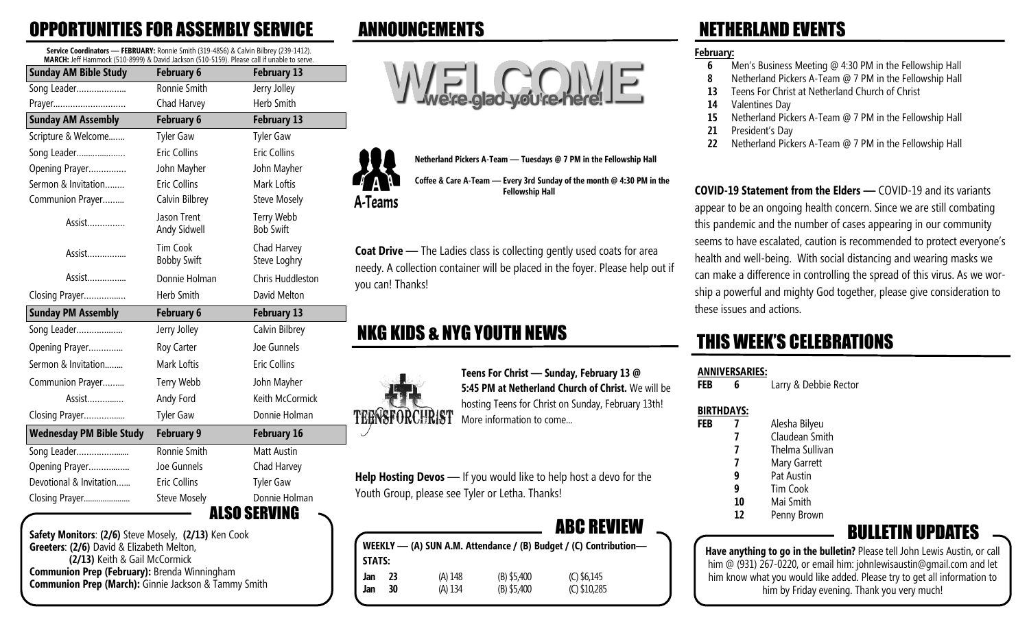# OPPORTUNITIES FOR ASSEMBLY SERVICE

**Service Coordinators — FEBRUARY:** Ronnie Smith (319-4856) & Calvin Bilbrey (239-1412). **MARCH:** Jeff Hammock (510-8999) & David Jackson (510-5159). Please call if unable to serve.

| Sunday AM Bible Study | February 6 | February 13 |
|---|---|---|
| Song Leader.................... | Ronnie Smith | Jerry Jolley |
| Prayer............................. | Chad Harvey | Herb Smith |
| **Sunday AM Assembly** | **February 6** | **February 13** |
| Scripture & Welcome....... | Tyler Gaw | Tyler Gaw |
| Song Leader..................... | Eric Collins | Eric Collins |
| Opening Prayer............... | John Mayher | John Mayher |
| Sermon & Invitation........ | Eric Collins | Mark Loftis |
| Communion Prayer......... | Calvin Bilbrey | Steve Mosely |
| Assist............... | Jason Trent<br>Andy Sidwell | Terry Webb<br>Bob Swift |
| Assist................ | Tim Cook<br>Bobby Swift | Chad Harvey<br>Steve Loghry |
| Assist................ | Donnie Holman | Chris Huddleston |
| Closing Prayer................. | Herb Smith | David Melton |
| **Sunday PM Assembly** | **February 6** | **February 13** |
| Song Leader.................... | Jerry Jolley | Calvin Bilbrey |
| Opening Prayer.............. | Roy Carter | Joe Gunnels |
| Sermon & Invitation........ | Mark Loftis | Eric Collins |
| Communion Prayer......... | Terry Webb | John Mayher |
| Assist............... | Andy Ford | Keith McCormick |
| Closing Prayer................ | Tyler Gaw | Donnie Holman |
| **Wednesday PM Bible Study** | **February 9** | **February 16** |
| Song Leader...................... | Ronnie Smith | Matt Austin |
| Opening Prayer................. | Joe Gunnels | Chad Harvey |
| Devotional & Invitation...... | Eric Collins | Tyler Gaw |
| Closing Prayer..................... | Steve Mosely | Donnie Holman |

## ALSO SERVING

**Safety Monitors**: **(2/6)** Steve Mosely, **(2/13)** Ken Cook
**Greeters**: **(2/6)** David & Elizabeth Melton,
**(2/13)** Keith & Gail McCormick
**Communion Prep (February):** Brenda Winningham
**Communion Prep (March):** Ginnie Jackson & Tammy Smith

# ANNOUNCEMENTS

WELCOME we're glad you're here!

A-Teams

**Netherland Pickers A-Team — Tuesdays @ 7 PM in the Fellowship Hall**

**Coffee & Care A-Team — Every 3rd Sunday of the month @ 4:30 PM in the Fellowship Hall**

**Coat Drive —** The Ladies class is collecting gently used coats for area needy. A collection container will be placed in the foyer. Please help out if you can! Thanks!

# NKG KIDS & NYG YOUTH NEWS

TEENSFORCHRIST

**Teens For Christ — Sunday, February 13 @ 5:45 PM at Netherland Church of Christ.** We will be hosting Teens for Christ on Sunday, February 13th! More information to come...

**Help Hosting Devos —** If you would like to help host a devo for the Youth Group, please see Tyler or Letha. Thanks!

## ABC REVIEW

**WEEKLY — (A) SUN A.M. Attendance / (B) Budget / (C) Contribution— STATS:**

| | | | | |
|---|---|---|---|---|
| **Jan** | **23** | (A) 148 | (B) $5,400 | (C) $6,145 |
| **Jan** | **30** | (A) 134 | (B) $5,400 | (C) $10,285 |

# NETHERLAND EVENTS

**February:**

- **6** Men's Business Meeting @ 4:30 PM in the Fellowship Hall
- **8** Netherland Pickers A-Team @ 7 PM in the Fellowship Hall
- **13** Teens For Christ at Netherland Church of Christ
- **14** Valentines Day
- **15** Netherland Pickers A-Team @ 7 PM in the Fellowship Hall
- **21** President's Day
- **22** Netherland Pickers A-Team @ 7 PM in the Fellowship Hall

**COVID-19 Statement from the Elders —** COVID-19 and its variants appear to be an ongoing health concern. Since we are still combating this pandemic and the number of cases appearing in our community seems to have escalated, caution is recommended to protect everyone's health and well-being. With social distancing and wearing masks we can make a difference in controlling the spread of this virus. As we worship a powerful and mighty God together, please give consideration to these issues and actions.

# THIS WEEK'S CELEBRATIONS

**ANNIVERSARIES:**

**FEB 6** Larry & Debbie Rector

**BIRTHDAYS:**

- **FEB 7** Alesha Bilyeu
- **7** Claudean Smith
- **7** Thelma Sullivan
- **7** Mary Garrett
- **9** Pat Austin
- **9** Tim Cook
- **10** Mai Smith
- **12** Penny Brown

## BULLETIN UPDATES

**Have anything to go in the bulletin?** Please tell John Lewis Austin, or call him @ (931) 267-0220, or email him: johnlewisaustin@gmail.com and let him know what you would like added. Please try to get all information to him by Friday evening. Thank you very much!